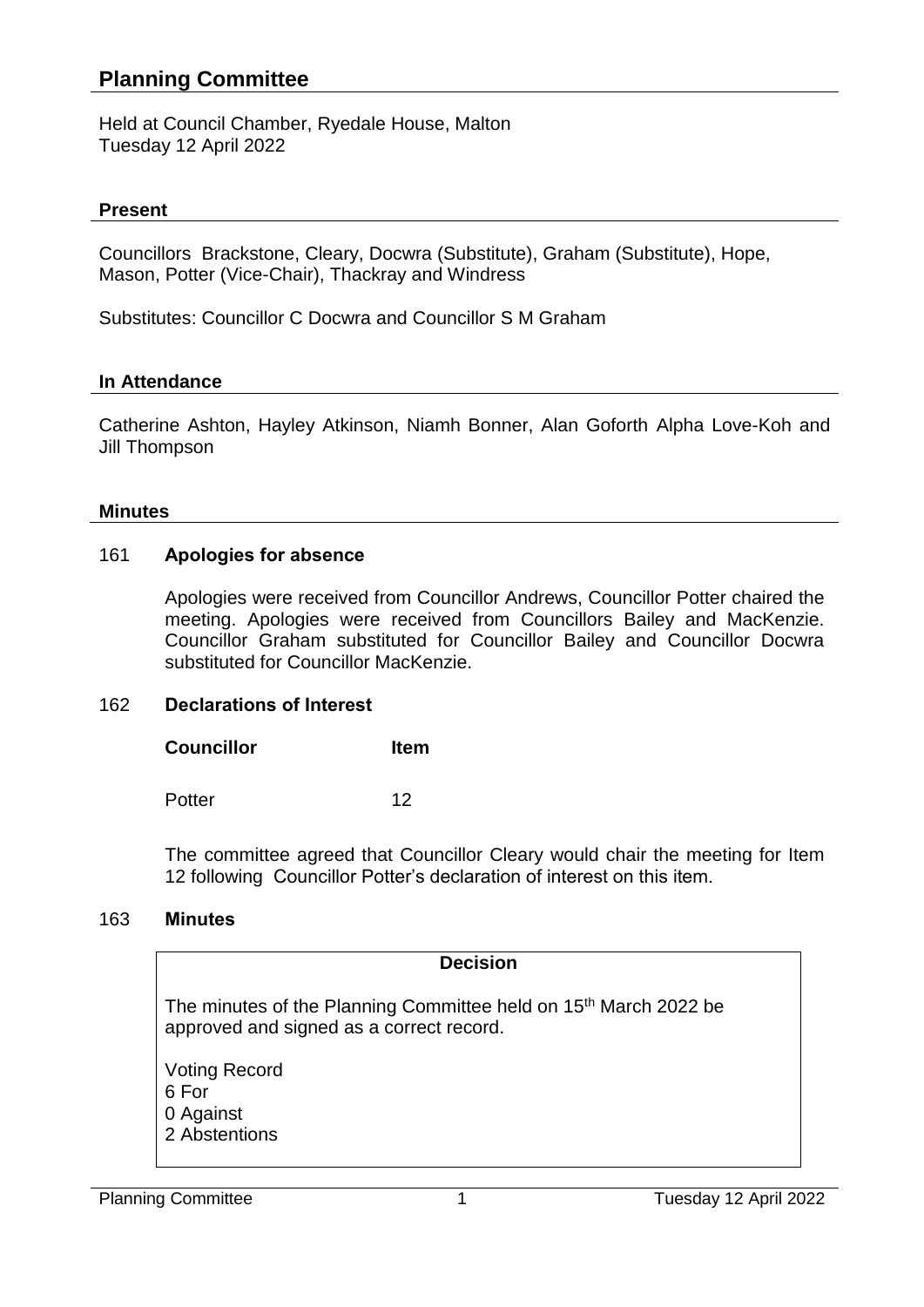# Planning Committee

Held at Council Chamber, Ryedale House, Malton
Tuesday 12 April 2022

## Present

Councillors Brackstone, Cleary, Docwra (Substitute), Graham (Substitute), Hope, Mason, Potter (Vice-Chair), Thackray and Windress

Substitutes: Councillor C Docwra and Councillor S M Graham

## In Attendance

Catherine Ashton, Hayley Atkinson, Niamh Bonner, Alan Goforth Alpha Love-Koh and Jill Thompson

## Minutes

### 161 Apologies for absence

Apologies were received from Councillor Andrews, Councillor Potter chaired the meeting. Apologies were received from Councillors Bailey and MacKenzie. Councillor Graham substituted for Councillor Bailey and Councillor Docwra substituted for Councillor MacKenzie.

### 162 Declarations of Interest

| Councillor | Item |
| --- | --- |
| Potter | 12 |

The committee agreed that Councillor Cleary would chair the meeting for Item 12 following Councillor Potter's declaration of interest on this item.

### 163 Minutes

**Decision**

The minutes of the Planning Committee held on 15th March 2022 be approved and signed as a correct record.

Voting Record
6 For
0 Against
2 Abstentions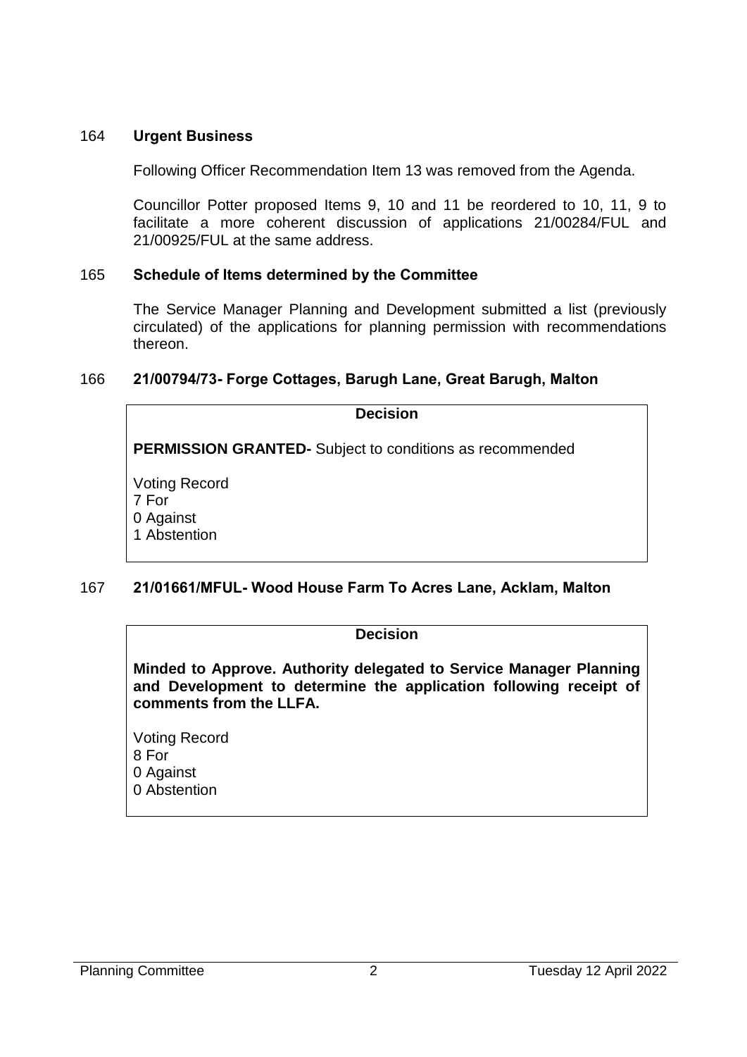## 164 Urgent Business

Following Officer Recommendation Item 13 was removed from the Agenda.

Councillor Potter proposed Items 9, 10 and 11 be reordered to 10, 11, 9 to facilitate a more coherent discussion of applications 21/00284/FUL and 21/00925/FUL at the same address.

## 165 Schedule of Items determined by the Committee

The Service Manager Planning and Development submitted a list (previously circulated) of the applications for planning permission with recommendations thereon.

## 166 21/00794/73- Forge Cottages, Barugh Lane, Great Barugh, Malton

**Decision**

**PERMISSION GRANTED-** Subject to conditions as recommended

Voting Record
7 For
0 Against
1 Abstention

## 167 21/01661/MFUL- Wood House Farm To Acres Lane, Acklam, Malton

**Decision**

**Minded to Approve. Authority delegated to Service Manager Planning and Development to determine the application following receipt of comments from the LLFA.**

Voting Record
8 For
0 Against
0 Abstention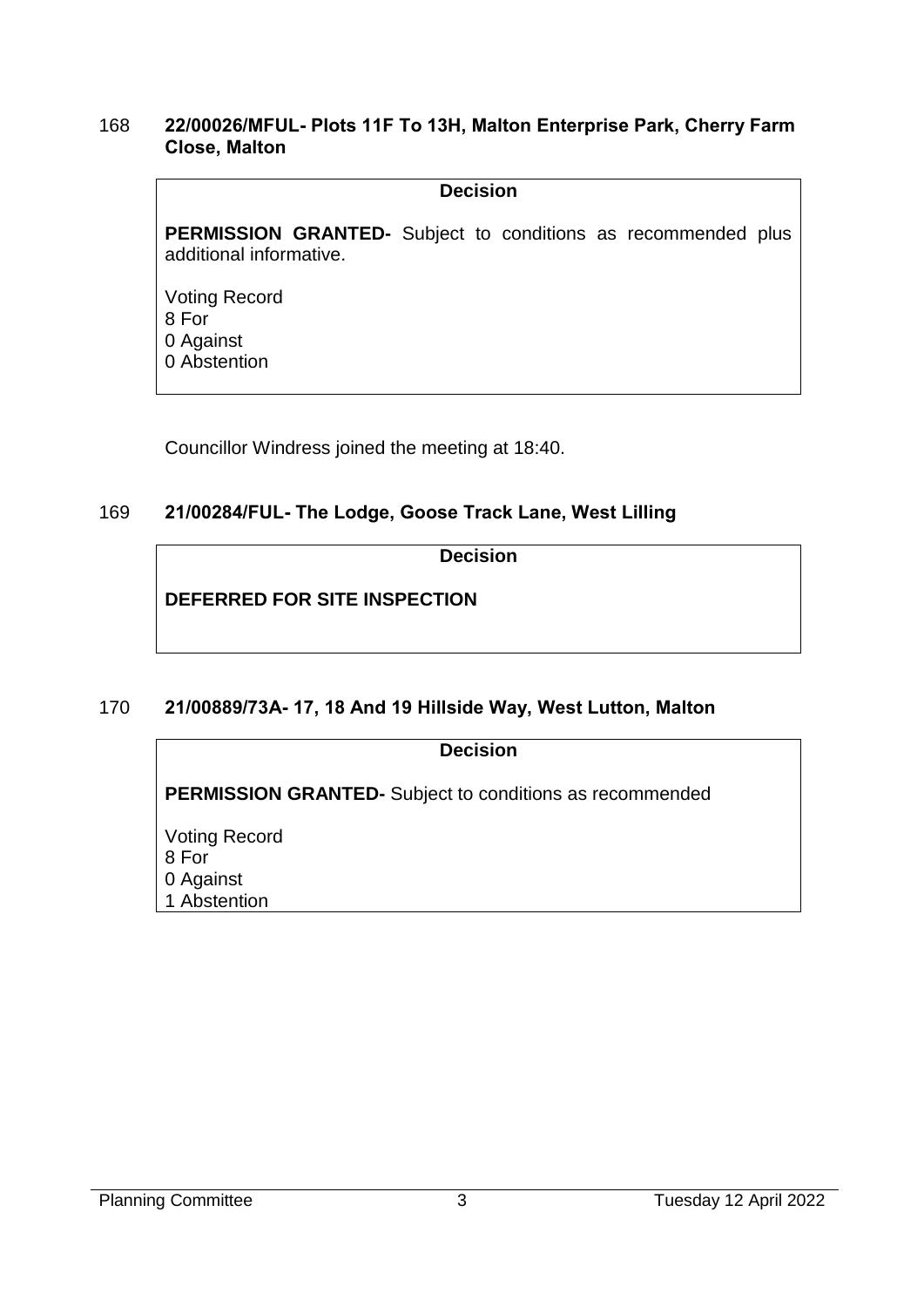## 168 **22/00026/MFUL- Plots 11F To 13H, Malton Enterprise Park, Cherry Farm Close, Malton**

**Decision**

**PERMISSION GRANTED-** Subject to conditions as recommended plus additional informative.

Voting Record
8 For
0 Against
0 Abstention

Councillor Windress joined the meeting at 18:40.

## 169 **21/00284/FUL- The Lodge, Goose Track Lane, West Lilling**

**Decision**

**DEFERRED FOR SITE INSPECTION**

## 170 **21/00889/73A- 17, 18 And 19 Hillside Way, West Lutton, Malton**

**Decision**

**PERMISSION GRANTED-** Subject to conditions as recommended

Voting Record
8 For
0 Against
1 Abstention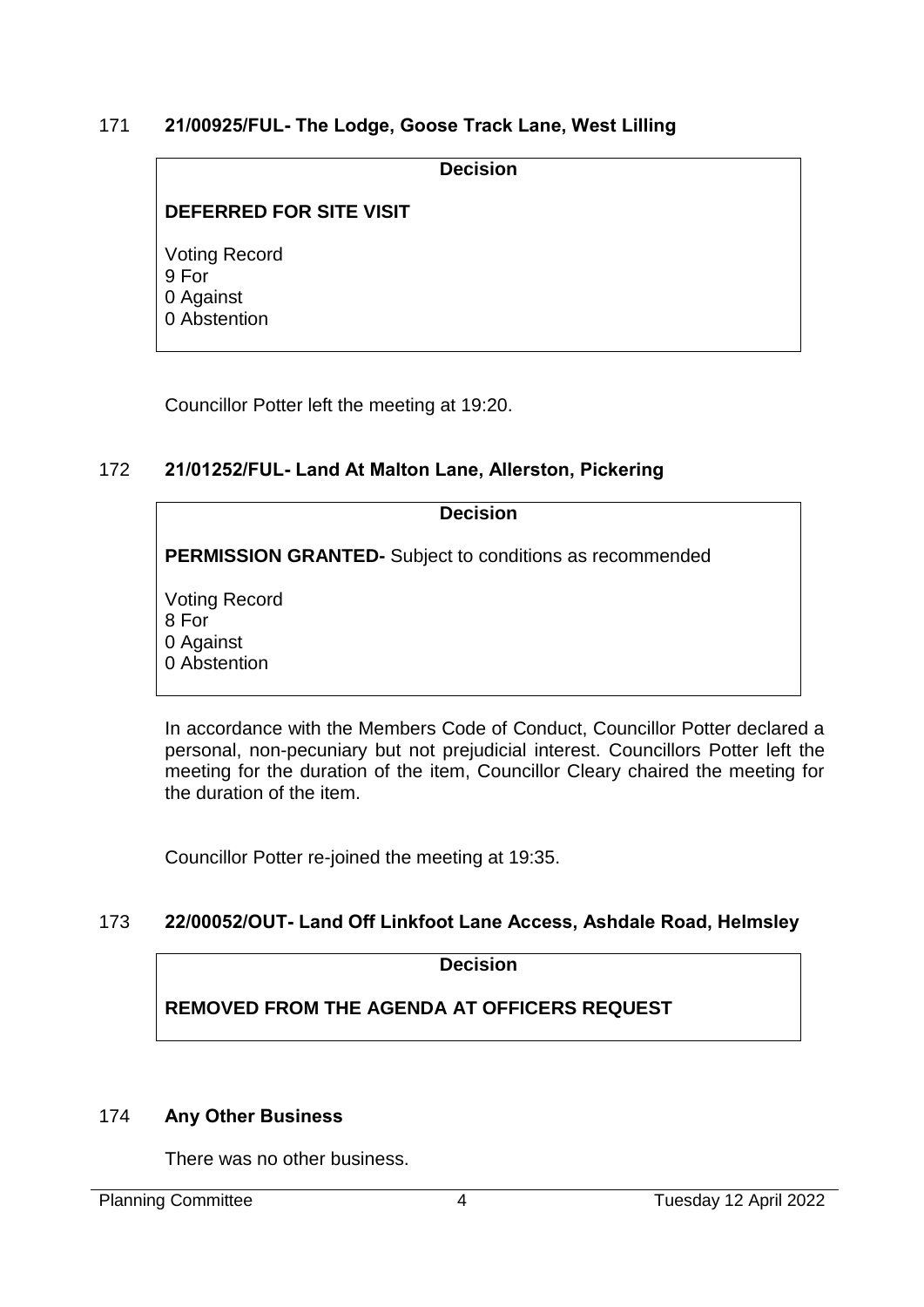## 171 **21/00925/FUL- The Lodge, Goose Track Lane, West Lilling**

**Decision**

**DEFERRED FOR SITE VISIT**

Voting Record
9 For
0 Against
0 Abstention

Councillor Potter left the meeting at 19:20.

## 172 **21/01252/FUL- Land At Malton Lane, Allerston, Pickering**

**Decision**

**PERMISSION GRANTED-** Subject to conditions as recommended

Voting Record
8 For
0 Against
0 Abstention

In accordance with the Members Code of Conduct, Councillor Potter declared a personal, non-pecuniary but not prejudicial interest. Councillors Potter left the meeting for the duration of the item, Councillor Cleary chaired the meeting for the duration of the item.

Councillor Potter re-joined the meeting at 19:35.

## 173 **22/00052/OUT- Land Off Linkfoot Lane Access, Ashdale Road, Helmsley**

**Decision**

**REMOVED FROM THE AGENDA AT OFFICERS REQUEST**

## 174 **Any Other Business**

There was no other business.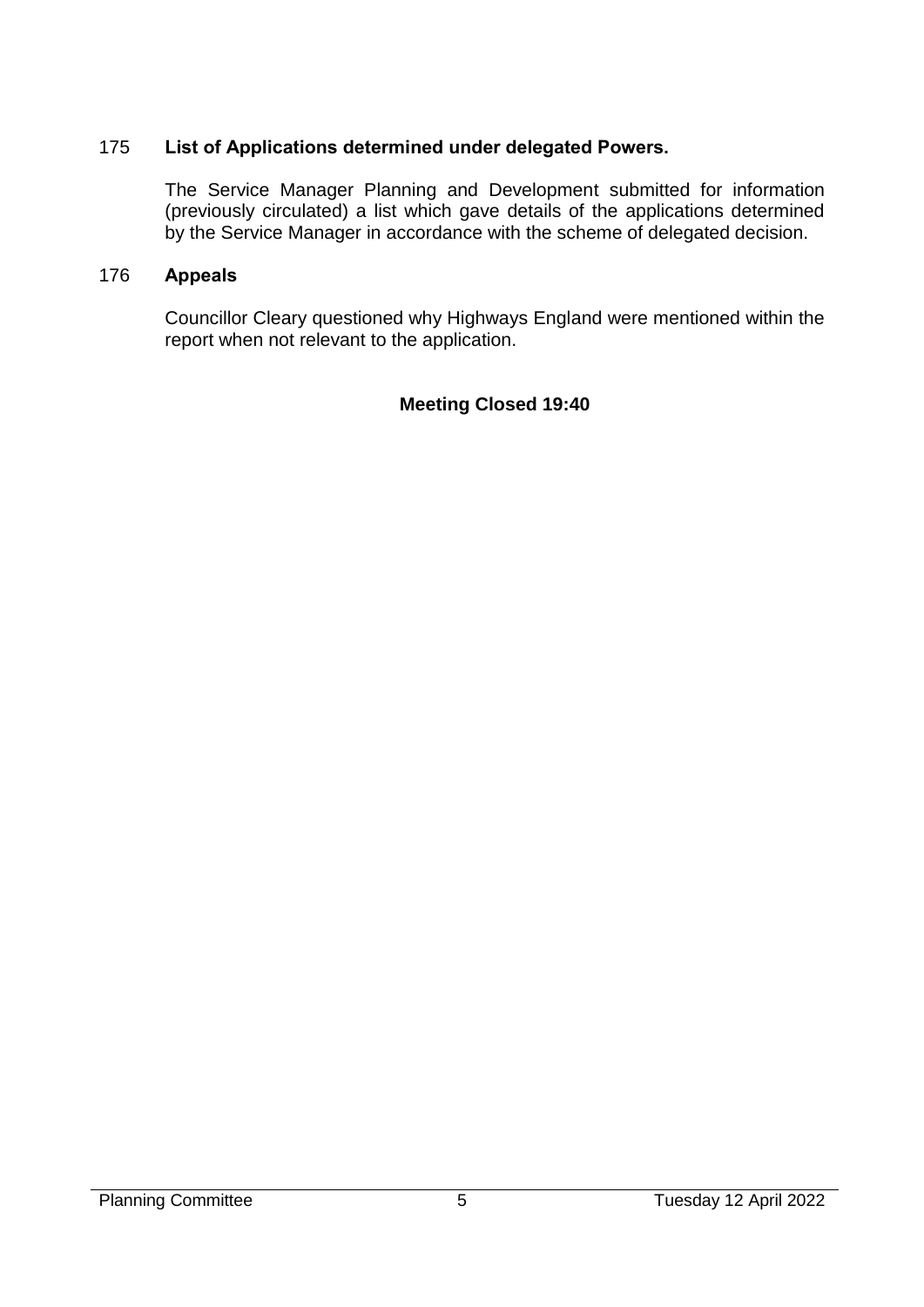175 **List of Applications determined under delegated Powers.**

The Service Manager Planning and Development submitted for information (previously circulated) a list which gave details of the applications determined by the Service Manager in accordance with the scheme of delegated decision.

176 **Appeals**

Councillor Cleary questioned why Highways England were mentioned within the report when not relevant to the application.

**Meeting Closed 19:40**